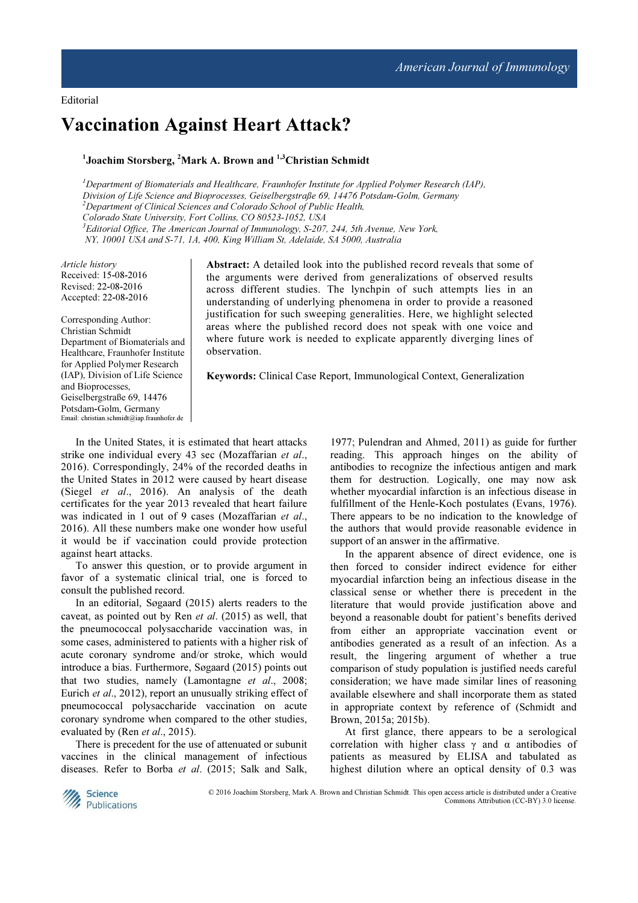Editorial

# Vaccination Against Heart Attack?

**[1]Joachim Storsberg, [2]Mark A. Brown and [1,3]Christian Schmidt**

*[1]Department of Biomaterials and Healthcare, Fraunhofer Institute for Applied Polymer Research (IAP), Division of Life Science and Bioprocesses, Geiselbergstraße 69, 14476 Potsdam-Golm, Germany*
*[2]Department of Clinical Sciences and Colorado School of Public Health, Colorado State University, Fort Collins, CO 80523-1052, USA*
*[3]Editorial Office, The American Journal of Immunology, S-207, 244, 5th Avenue, New York, NY, 10001 USA and S-71, 1A, 400, King William St, Adelaide, SA 5000, Australia*

*Article history*
Received: 15-08-2016
Revised: 22-08-2016
Accepted: 22-08-2016

Corresponding Author:
Christian Schmidt
Department of Biomaterials and Healthcare, Fraunhofer Institute for Applied Polymer Research (IAP), Division of Life Science and Bioprocesses, Geiselbergstraße 69, 14476 Potsdam-Golm, Germany
Email: christian.schmidt@iap.fraunhofer.de

**Abstract:** A detailed look into the published record reveals that some of the arguments were derived from generalizations of observed results across different studies. The lynchpin of such attempts lies in an understanding of underlying phenomena in order to provide a reasoned justification for such sweeping generalities. Here, we highlight selected areas where the published record does not speak with one voice and where future work is needed to explicate apparently diverging lines of observation.

**Keywords:** Clinical Case Report, Immunological Context, Generalization

In the United States, it is estimated that heart attacks strike one individual every 43 sec (Mozaffarian *et al*., 2016). Correspondingly, 24% of the recorded deaths in the United States in 2012 were caused by heart disease (Siegel *et al*., 2016). An analysis of the death certificates for the year 2013 revealed that heart failure was indicated in 1 out of 9 cases (Mozaffarian *et al*., 2016). All these numbers make one wonder how useful it would be if vaccination could provide protection against heart attacks.

To answer this question, or to provide argument in favor of a systematic clinical trial, one is forced to consult the published record.

In an editorial, Søgaard (2015) alerts readers to the caveat, as pointed out by Ren *et al*. (2015) as well, that the pneumococcal polysaccharide vaccination was, in some cases, administered to patients with a higher risk of acute coronary syndrome and/or stroke, which would introduce a bias. Furthermore, Søgaard (2015) points out that two studies, namely (Lamontagne *et al*., 2008; Eurich *et al*., 2012), report an unusually striking effect of pneumococcal polysaccharide vaccination on acute coronary syndrome when compared to the other studies, evaluated by (Ren *et al*., 2015).

There is precedent for the use of attenuated or subunit vaccines in the clinical management of infectious diseases. Refer to Borba *et al*. (2015; Salk and Salk, 1977; Pulendran and Ahmed, 2011) as guide for further reading. This approach hinges on the ability of antibodies to recognize the infectious antigen and mark them for destruction. Logically, one may now ask whether myocardial infarction is an infectious disease in fulfillment of the Henle-Koch postulates (Evans, 1976). There appears to be no indication to the knowledge of the authors that would provide reasonable evidence in support of an answer in the affirmative.

In the apparent absence of direct evidence, one is then forced to consider indirect evidence for either myocardial infarction being an infectious disease in the classical sense or whether there is precedent in the literature that would provide justification above and beyond a reasonable doubt for patient's benefits derived from either an appropriate vaccination event or antibodies generated as a result of an infection. As a result, the lingering argument of whether a true comparison of study population is justified needs careful consideration; we have made similar lines of reasoning available elsewhere and shall incorporate them as stated in appropriate context by reference of (Schmidt and Brown, 2015a; 2015b).

At first glance, there appears to be a serological correlation with higher class γ and α antibodies of patients as measured by ELISA and tabulated as highest dilution where an optical density of 0.3 was

© 2016 Joachim Storsberg, Mark A. Brown and Christian Schmidt. This open access article is distributed under a Creative Commons Attribution (CC-BY) 3.0 license.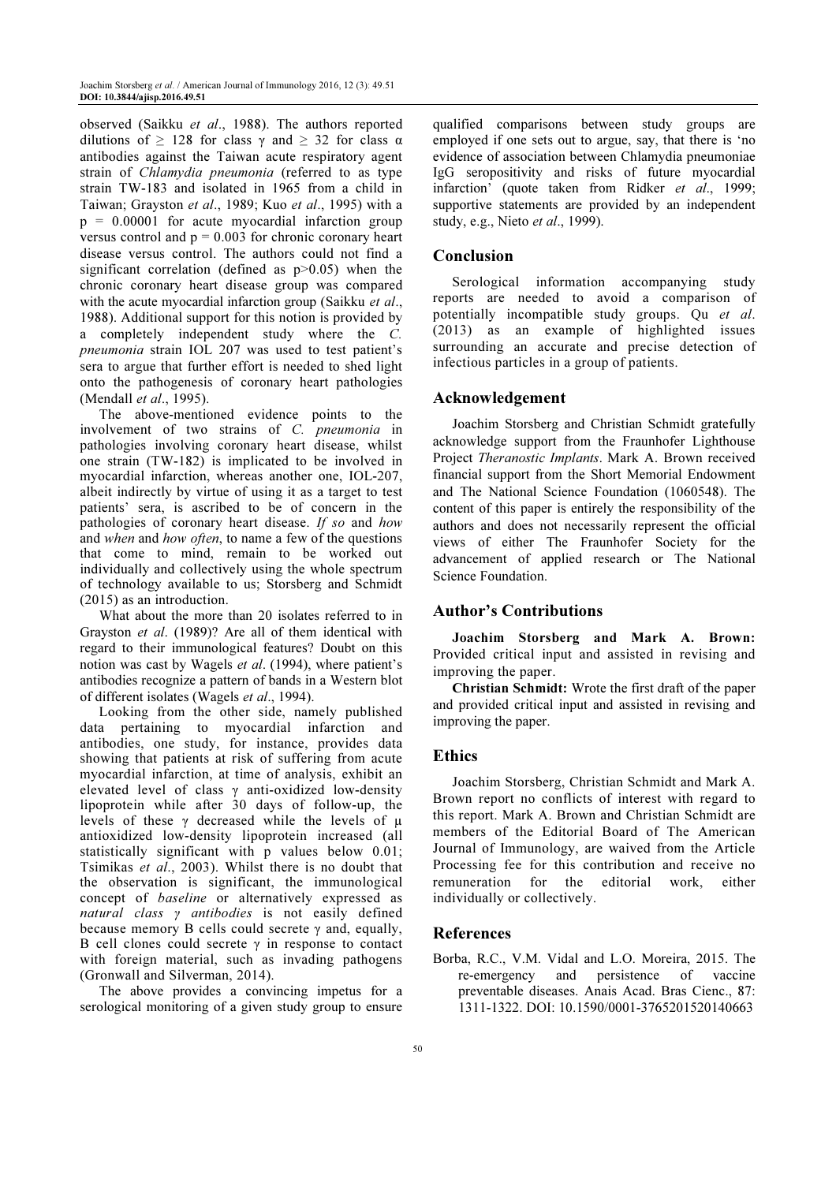observed (Saikku *et al*., 1988). The authors reported dilutions of $\geq$ 128 for class $\gamma$ and $\geq$ 32 for class $\alpha$ antibodies against the Taiwan acute respiratory agent strain of *Chlamydia pneumonia* (referred to as type strain TW-183 and isolated in 1965 from a child in Taiwan; Grayston *et al*., 1989; Kuo *et al*., 1995) with a $p = 0.00001$ for acute myocardial infarction group versus control and $p = 0.003$ for chronic coronary heart disease versus control. The authors could not find a significant correlation (defined as $p>0.05$) when the chronic coronary heart disease group was compared with the acute myocardial infarction group (Saikku *et al*., 1988). Additional support for this notion is provided by a completely independent study where the *C. pneumonia* strain IOL 207 was used to test patient's sera to argue that further effort is needed to shed light onto the pathogenesis of coronary heart pathologies (Mendall *et al*., 1995).

The above-mentioned evidence points to the involvement of two strains of *C. pneumonia* in pathologies involving coronary heart disease, whilst one strain (TW-182) is implicated to be involved in myocardial infarction, whereas another one, IOL-207, albeit indirectly by virtue of using it as a target to test patients' sera, is ascribed to be of concern in the pathologies of coronary heart disease. *If so* and *how* and *when* and *how often*, to name a few of the questions that come to mind, remain to be worked out individually and collectively using the whole spectrum of technology available to us; Storsberg and Schmidt (2015) as an introduction.

What about the more than 20 isolates referred to in Grayston *et al*. (1989)? Are all of them identical with regard to their immunological features? Doubt on this notion was cast by Wagels *et al*. (1994), where patient's antibodies recognize a pattern of bands in a Western blot of different isolates (Wagels *et al*., 1994).

Looking from the other side, namely published data pertaining to myocardial infarction and antibodies, one study, for instance, provides data showing that patients at risk of suffering from acute myocardial infarction, at time of analysis, exhibit an elevated level of class $\gamma$ anti-oxidized low-density lipoprotein while after 30 days of follow-up, the levels of these $\gamma$ decreased while the levels of $\mu$ antioxidized low-density lipoprotein increased (all statistically significant with p values below 0.01; Tsimikas *et al*., 2003). Whilst there is no doubt that the observation is significant, the immunological concept of *baseline* or alternatively expressed as *natural class $\gamma$ antibodies* is not easily defined because memory B cells could secrete $\gamma$ and, equally, B cell clones could secrete $\gamma$ in response to contact with foreign material, such as invading pathogens (Gronwall and Silverman, 2014).

The above provides a convincing impetus for a serological monitoring of a given study group to ensure qualified comparisons between study groups are employed if one sets out to argue, say, that there is 'no evidence of association between Chlamydia pneumoniae IgG seropositivity and risks of future myocardial infarction' (quote taken from Ridker *et al*., 1999; supportive statements are provided by an independent study, e.g., Nieto *et al*., 1999).

## Conclusion

Serological information accompanying study reports are needed to avoid a comparison of potentially incompatible study groups. Qu *et al*. (2013) as an example of highlighted issues surrounding an accurate and precise detection of infectious particles in a group of patients.

## Acknowledgement

Joachim Storsberg and Christian Schmidt gratefully acknowledge support from the Fraunhofer Lighthouse Project *Theranostic Implants*. Mark A. Brown received financial support from the Short Memorial Endowment and The National Science Foundation (1060548). The content of this paper is entirely the responsibility of the authors and does not necessarily represent the official views of either The Fraunhofer Society for the advancement of applied research or The National Science Foundation.

## Author's Contributions

**Joachim Storsberg and Mark A. Brown:** Provided critical input and assisted in revising and improving the paper.

**Christian Schmidt:** Wrote the first draft of the paper and provided critical input and assisted in revising and improving the paper.

## Ethics

Joachim Storsberg, Christian Schmidt and Mark A. Brown report no conflicts of interest with regard to this report. Mark A. Brown and Christian Schmidt are members of the Editorial Board of The American Journal of Immunology, are waived from the Article Processing fee for this contribution and receive no remuneration for the editorial work, either individually or collectively.

## References

Borba, R.C., V.M. Vidal and L.O. Moreira, 2015. The re-emergency and persistence of vaccine preventable diseases. Anais Acad. Bras Cienc., 87: 1311-1322. DOI: 10.1590/0001-3765201520140663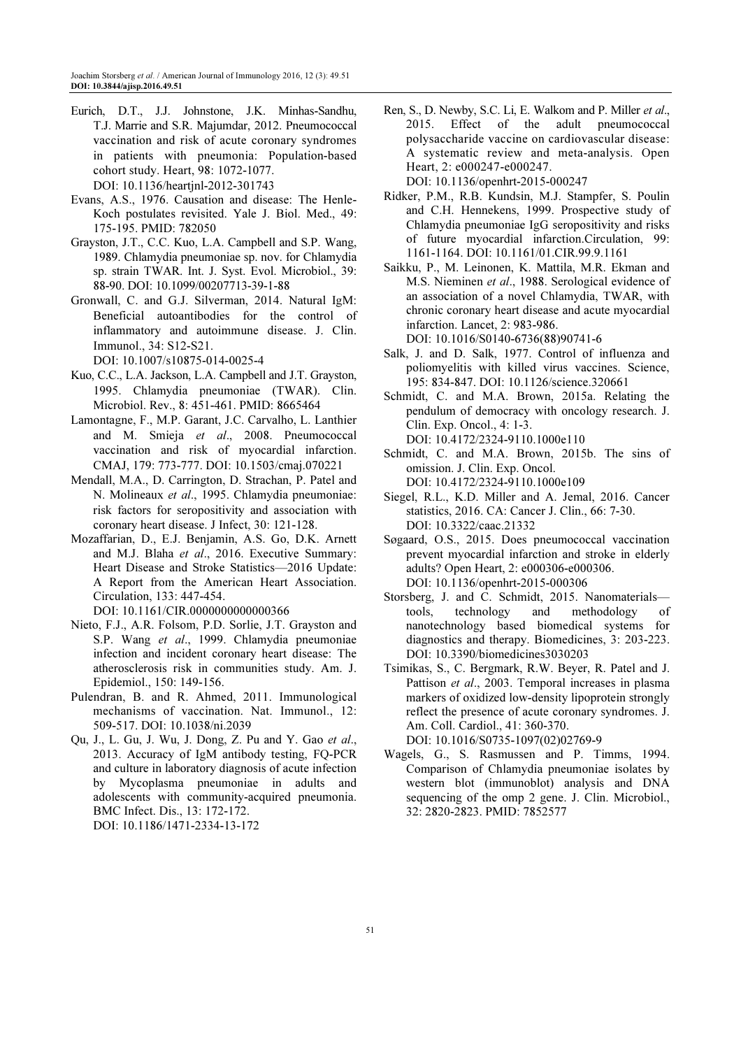Eurich, D.T., J.J. Johnstone, J.K. Minhas-Sandhu, T.J. Marrie and S.R. Majumdar, 2012. Pneumococcal vaccination and risk of acute coronary syndromes in patients with pneumonia: Population-based cohort study. Heart, 98: 1072-1077. DOI: 10.1136/heartjnl-2012-301743

Evans, A.S., 1976. Causation and disease: The Henle-Koch postulates revisited. Yale J. Biol. Med., 49: 175-195. PMID: 782050

Grayston, J.T., C.C. Kuo, L.A. Campbell and S.P. Wang, 1989. Chlamydia pneumoniae sp. nov. for Chlamydia sp. strain TWAR. Int. J. Syst. Evol. Microbiol., 39: 88-90. DOI: 10.1099/00207713-39-1-88

Gronwall, C. and G.J. Silverman, 2014. Natural IgM: Beneficial autoantibodies for the control of inflammatory and autoimmune disease. J. Clin. Immunol., 34: S12-S21. DOI: 10.1007/s10875-014-0025-4

Kuo, C.C., L.A. Jackson, L.A. Campbell and J.T. Grayston, 1995. Chlamydia pneumoniae (TWAR). Clin. Microbiol. Rev., 8: 451-461. PMID: 8665464

Lamontagne, F., M.P. Garant, J.C. Carvalho, L. Lanthier and M. Smieja *et al*., 2008. Pneumococcal vaccination and risk of myocardial infarction. CMAJ, 179: 773-777. DOI: 10.1503/cmaj.070221

Mendall, M.A., D. Carrington, D. Strachan, P. Patel and N. Molineaux *et al*., 1995. Chlamydia pneumoniae: risk factors for seropositivity and association with coronary heart disease. J Infect, 30: 121-128.

Mozaffarian, D., E.J. Benjamin, A.S. Go, D.K. Arnett and M.J. Blaha *et al*., 2016. Executive Summary: Heart Disease and Stroke Statistics—2016 Update: A Report from the American Heart Association. Circulation, 133: 447-454. DOI: 10.1161/CIR.0000000000000366

Nieto, F.J., A.R. Folsom, P.D. Sorlie, J.T. Grayston and S.P. Wang *et al*., 1999. Chlamydia pneumoniae infection and incident coronary heart disease: The atherosclerosis risk in communities study. Am. J. Epidemiol., 150: 149-156.

Pulendran, B. and R. Ahmed, 2011. Immunological mechanisms of vaccination. Nat. Immunol., 12: 509-517. DOI: 10.1038/ni.2039

Qu, J., L. Gu, J. Wu, J. Dong, Z. Pu and Y. Gao *et al*., 2013. Accuracy of IgM antibody testing, FQ-PCR and culture in laboratory diagnosis of acute infection by Mycoplasma pneumoniae in adults and adolescents with community-acquired pneumonia. BMC Infect. Dis., 13: 172-172. DOI: 10.1186/1471-2334-13-172

Ren, S., D. Newby, S.C. Li, E. Walkom and P. Miller *et al*., 2015. Effect of the adult pneumococcal polysaccharide vaccine on cardiovascular disease: A systematic review and meta-analysis. Open Heart, 2: e000247-e000247. DOI: 10.1136/openhrt-2015-000247

Ridker, P.M., R.B. Kundsin, M.J. Stampfer, S. Poulin and C.H. Hennekens, 1999. Prospective study of Chlamydia pneumoniae IgG seropositivity and risks of future myocardial infarction.Circulation, 99: 1161-1164. DOI: 10.1161/01.CIR.99.9.1161

Saikku, P., M. Leinonen, K. Mattila, M.R. Ekman and M.S. Nieminen *et al*., 1988. Serological evidence of an association of a novel Chlamydia, TWAR, with chronic coronary heart disease and acute myocardial infarction. Lancet, 2: 983-986. DOI: 10.1016/S0140-6736(88)90741-6

Salk, J. and D. Salk, 1977. Control of influenza and poliomyelitis with killed virus vaccines. Science, 195: 834-847. DOI: 10.1126/science.320661

Schmidt, C. and M.A. Brown, 2015a. Relating the pendulum of democracy with oncology research. J. Clin. Exp. Oncol., 4: 1-3. DOI: 10.4172/2324-9110.1000e110

Schmidt, C. and M.A. Brown, 2015b. The sins of omission. J. Clin. Exp. Oncol. DOI: 10.4172/2324-9110.1000e109

Siegel, R.L., K.D. Miller and A. Jemal, 2016. Cancer statistics, 2016. CA: Cancer J. Clin., 66: 7-30. DOI: 10.3322/caac.21332

Søgaard, O.S., 2015. Does pneumococcal vaccination prevent myocardial infarction and stroke in elderly adults? Open Heart, 2: e000306-e000306. DOI: 10.1136/openhrt-2015-000306

Storsberg, J. and C. Schmidt, 2015. Nanomaterials—tools, technology and methodology of nanotechnology based biomedical systems for diagnostics and therapy. Biomedicines, 3: 203-223. DOI: 10.3390/biomedicines3030203

Tsimikas, S., C. Bergmark, R.W. Beyer, R. Patel and J. Pattison *et al*., 2003. Temporal increases in plasma markers of oxidized low-density lipoprotein strongly reflect the presence of acute coronary syndromes. J. Am. Coll. Cardiol., 41: 360-370. DOI: 10.1016/S0735-1097(02)02769-9

Wagels, G., S. Rasmussen and P. Timms, 1994. Comparison of Chlamydia pneumoniae isolates by western blot (immunoblot) analysis and DNA sequencing of the omp 2 gene. J. Clin. Microbiol., 32: 2820-2823. PMID: 7852577